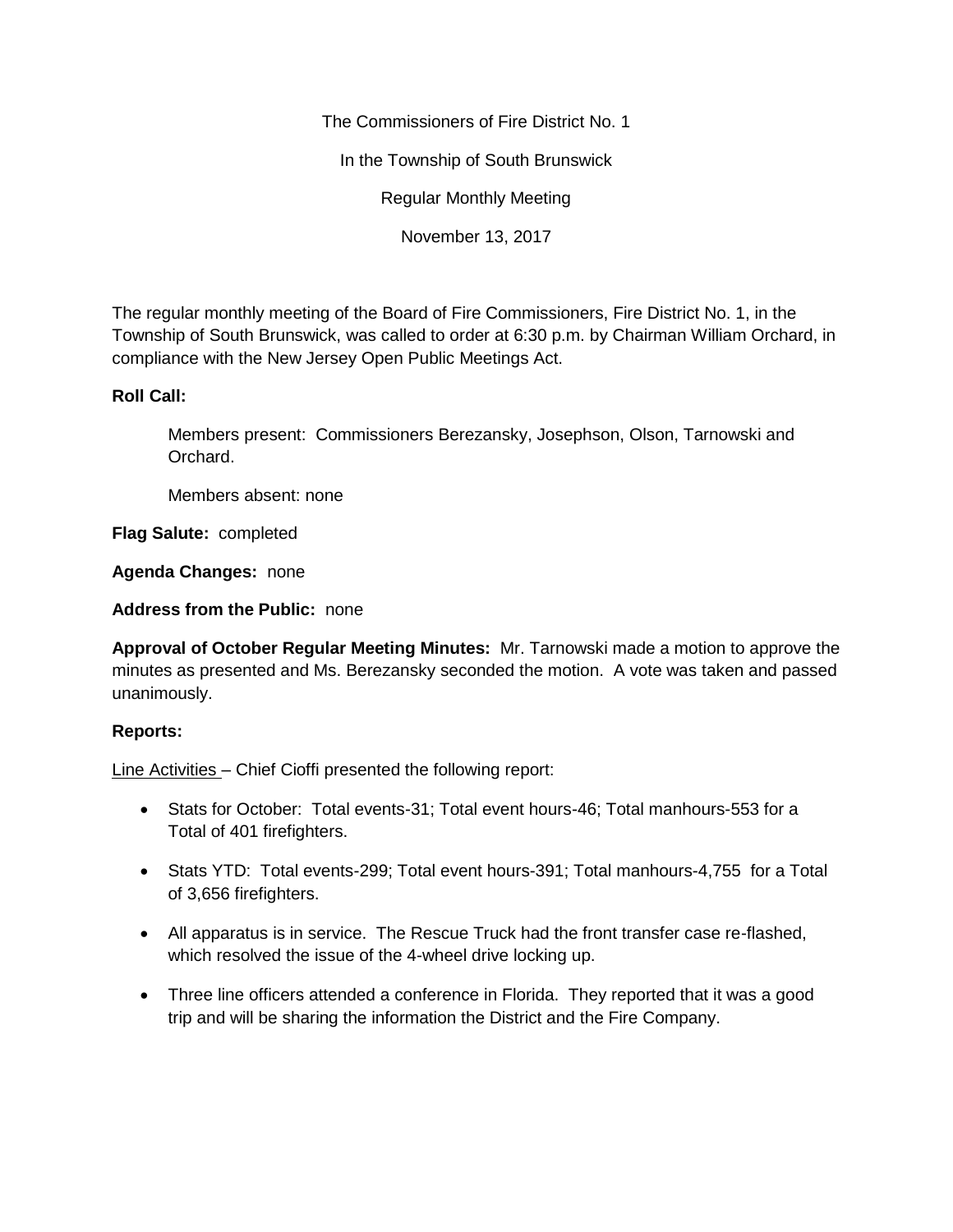The Commissioners of Fire District No. 1

In the Township of South Brunswick

Regular Monthly Meeting

November 13, 2017

The regular monthly meeting of the Board of Fire Commissioners, Fire District No. 1, in the Township of South Brunswick, was called to order at 6:30 p.m. by Chairman William Orchard, in compliance with the New Jersey Open Public Meetings Act.

**Roll Call:**

Members present: Commissioners Berezansky, Josephson, Olson, Tarnowski and Orchard.

Members absent: none

**Flag Salute:** completed

**Agenda Changes:** none

**Address from the Public:** none

**Approval of October Regular Meeting Minutes:** Mr. Tarnowski made a motion to approve the minutes as presented and Ms. Berezansky seconded the motion. A vote was taken and passed unanimously.

**Reports:**

<u>Line Activities</u> – Chief Cioffi presented the following report:

- Stats for October: Total events-31; Total event hours-46; Total manhours-553 for a Total of 401 firefighters.
- Stats YTD: Total events-299; Total event hours-391; Total manhours-4,755 for a Total of 3,656 firefighters.
- All apparatus is in service. The Rescue Truck had the front transfer case re-flashed, which resolved the issue of the 4-wheel drive locking up.
- Three line officers attended a conference in Florida. They reported that it was a good trip and will be sharing the information the District and the Fire Company.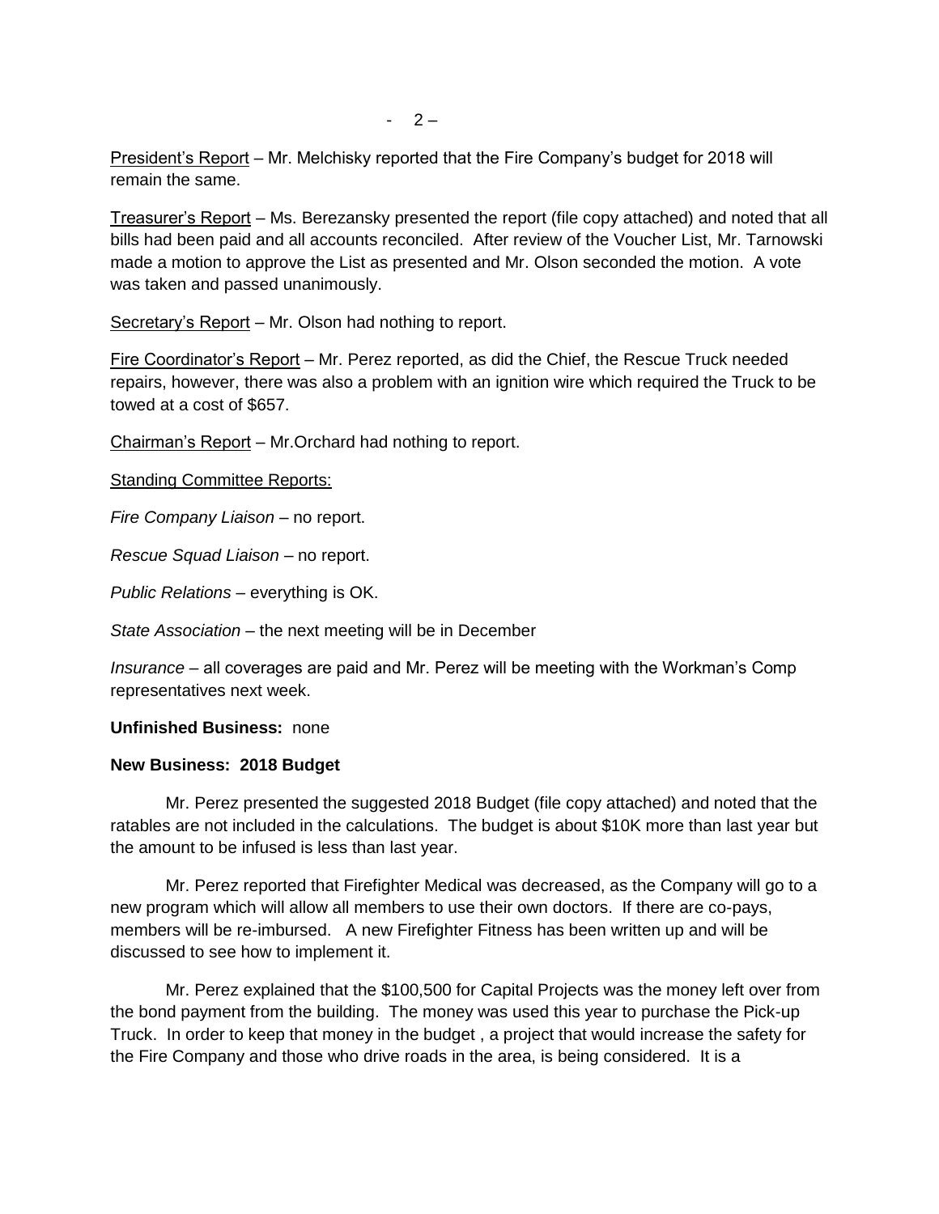President's Report – Mr. Melchisky reported that the Fire Company's budget for 2018 will remain the same.

Treasurer's Report – Ms. Berezansky presented the report (file copy attached) and noted that all bills had been paid and all accounts reconciled. After review of the Voucher List, Mr. Tarnowski made a motion to approve the List as presented and Mr. Olson seconded the motion. A vote was taken and passed unanimously.

Secretary's Report – Mr. Olson had nothing to report.

Fire Coordinator's Report – Mr. Perez reported, as did the Chief, the Rescue Truck needed repairs, however, there was also a problem with an ignition wire which required the Truck to be towed at a cost of $657.

Chairman's Report – Mr.Orchard had nothing to report.

Standing Committee Reports:

*Fire Company Liaison* – no report.

*Rescue Squad Liaison* – no report.

*Public Relations* – everything is OK.

*State Association* – the next meeting will be in December

*Insurance* – all coverages are paid and Mr. Perez will be meeting with the Workman's Comp representatives next week.

**Unfinished Business:** none

**New Business: 2018 Budget**

Mr. Perez presented the suggested 2018 Budget (file copy attached) and noted that the ratables are not included in the calculations. The budget is about $10K more than last year but the amount to be infused is less than last year.

Mr. Perez reported that Firefighter Medical was decreased, as the Company will go to a new program which will allow all members to use their own doctors. If there are co-pays, members will be re-imbursed. A new Firefighter Fitness has been written up and will be discussed to see how to implement it.

Mr. Perez explained that the $100,500 for Capital Projects was the money left over from the bond payment from the building. The money was used this year to purchase the Pick-up Truck. In order to keep that money in the budget , a project that would increase the safety for the Fire Company and those who drive roads in the area, is being considered. It is a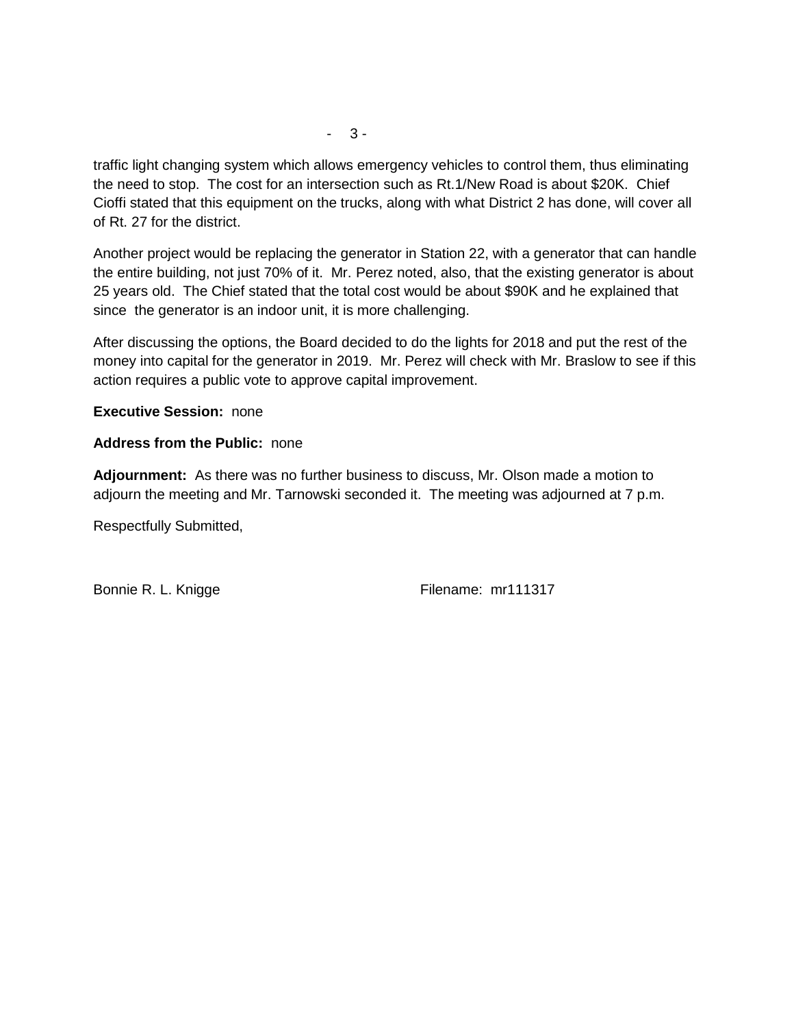traffic light changing system which allows emergency vehicles to control them, thus eliminating the need to stop. The cost for an intersection such as Rt.1/New Road is about $20K. Chief Cioffi stated that this equipment on the trucks, along with what District 2 has done, will cover all of Rt. 27 for the district.

Another project would be replacing the generator in Station 22, with a generator that can handle the entire building, not just 70% of it. Mr. Perez noted, also, that the existing generator is about 25 years old. The Chief stated that the total cost would be about $90K and he explained that since the generator is an indoor unit, it is more challenging.

After discussing the options, the Board decided to do the lights for 2018 and put the rest of the money into capital for the generator in 2019. Mr. Perez will check with Mr. Braslow to see if this action requires a public vote to approve capital improvement.

**Executive Session:** none

**Address from the Public:** none

**Adjournment:** As there was no further business to discuss, Mr. Olson made a motion to adjourn the meeting and Mr. Tarnowski seconded it. The meeting was adjourned at 7 p.m.

Respectfully Submitted,

Bonnie R. L. Knigge Filename: mr111317